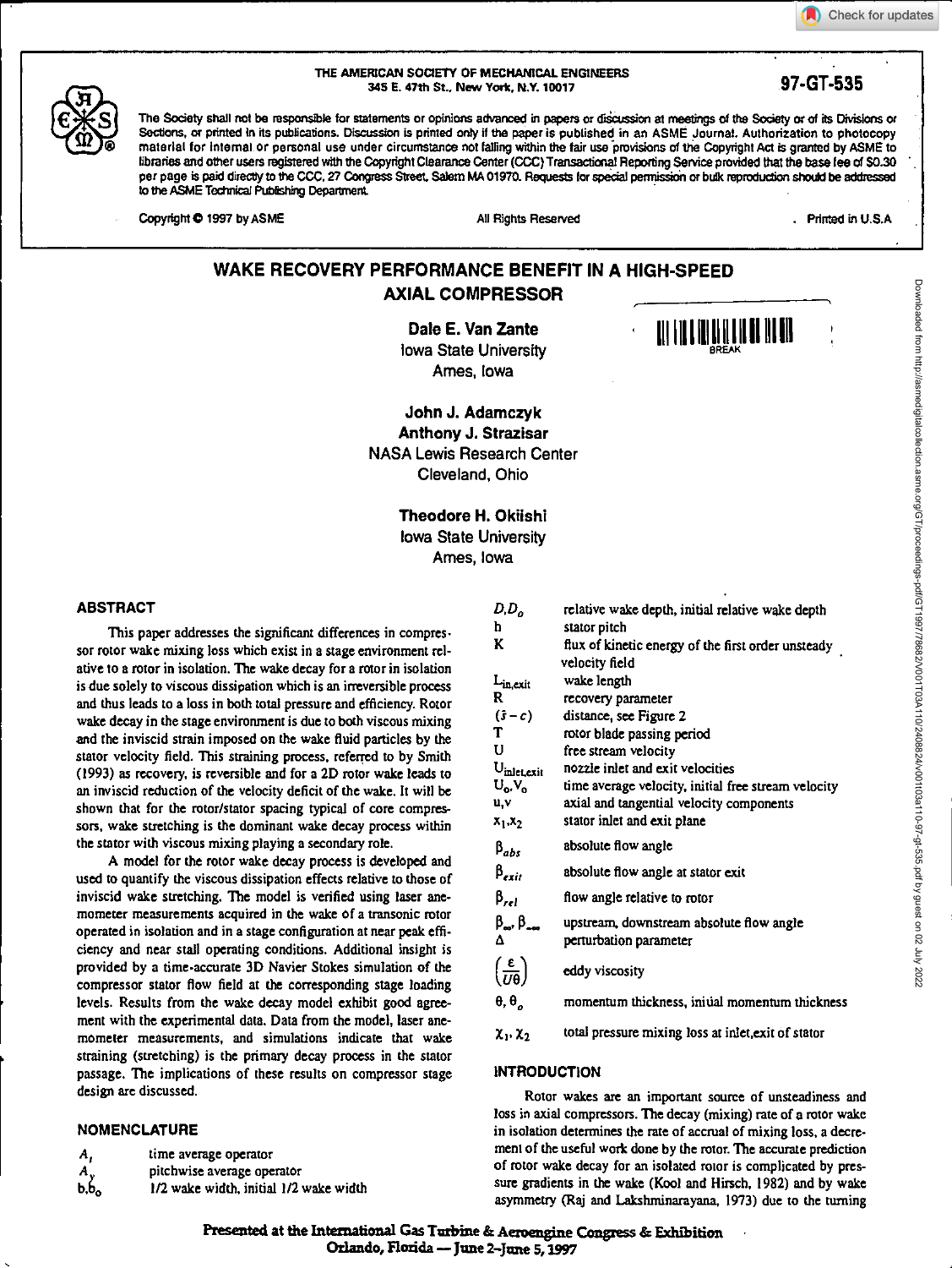THE AMERICAN SOCIETY OF MECHANICAL ENGINEERS
345 E. 47th St., New York, N.Y. 10017

97-GT-535

The Society shall not be responsible for statements or opinions advanced in papers or discussion at meetings of the Society or of its Divisions or Sections, or printed in its publications. Discussion is printed only if the paper is published in an ASME Journal. Authorization to photocopy material for internal or personal use under circumstance not falling within the fair use provisions of the Copyright Act is granted by ASME to libraries and other users registered with the Copyright Clearance Center (CCC) Transactional Reporting Service provided that the base fee of $0.30 per page is paid directly to the CCC, 27 Congress Street, Salem MA 01970. Requests for special permission or bulk reproduction should be addressed to the ASME Technical Publishing Department.

Copyright © 1997 by ASME — All Rights Reserved — Printed in U.S.A.

# WAKE RECOVERY PERFORMANCE BENEFIT IN A HIGH-SPEED AXIAL COMPRESSOR

**Dale E. Van Zante**
Iowa State University
Ames, Iowa

**John J. Adamczyk**
**Anthony J. Strazisar**
NASA Lewis Research Center
Cleveland, Ohio

**Theodore H. Okiishi**
Iowa State University
Ames, Iowa

## ABSTRACT

This paper addresses the significant differences in compressor rotor wake mixing loss which exist in a stage environment relative to a rotor in isolation. The wake decay for a rotor in isolation is due solely to viscous dissipation which is an irreversible process and thus leads to a loss in both total pressure and efficiency. Rotor wake decay in the stage environment is due to both viscous mixing and the inviscid strain imposed on the wake fluid particles by the stator velocity field. This straining process, referred to by Smith (1993) as recovery, is reversible and for a 2D rotor wake leads to an inviscid reduction of the velocity deficit of the wake. It will be shown that for the rotor/stator spacing typical of core compressors, wake stretching is the dominant wake decay process within the stator with viscous mixing playing a secondary role.

A model for the rotor wake decay process is developed and used to quantify the viscous dissipation effects relative to those of inviscid wake stretching. The model is verified using laser anemometer measurements acquired in the wake of a transonic rotor operated in isolation and in a stage configuration at near peak efficiency and near stall operating conditions. Additional insight is provided by a time-accurate 3D Navier Stokes simulation of the compressor stator flow field at the corresponding stage loading levels. Results from the wake decay model exhibit good agreement with the experimental data. Data from the model, laser anemometer measurements, and simulations indicate that wake straining (stretching) is the primary decay process in the stator passage. The implications of these results on compressor stage design are discussed.

## NOMENCLATURE

| | |
|---|---|
| $A_t$ | time average operator |
| $A_y$ | pitchwise average operator |
| $b, b_o$ | 1/2 wake width, initial 1/2 wake width |
| $D, D_o$ | relative wake depth, initial relative wake depth |
| h | stator pitch |
| K | flux of kinetic energy of the first order unsteady velocity field |
| $L_{in,exit}$ | wake length |
| R | recovery parameter |
| $(\bar{s}-c)$ | distance, see Figure 2 |
| T | rotor blade passing period |
| U | free stream velocity |
| $U_{inlet,exit}$ | nozzle inlet and exit velocities |
| $U_o, V_o$ | time average velocity, initial free stream velocity |
| u,v | axial and tangential velocity components |
| $x_1, x_2$ | stator inlet and exit plane |
| $\beta_{abs}$ | absolute flow angle |
| $\beta_{exit}$ | absolute flow angle at stator exit |
| $\beta_{rel}$ | flow angle relative to rotor |
| $\beta_{\infty}, \beta_{-\infty}$ | upstream, downstream absolute flow angle |
| $\Delta$ | perturbation parameter |
| $\left(\frac{\varepsilon}{U\theta}\right)$ | eddy viscosity |
| $\theta, \theta_o$ | momentum thickness, initial momentum thickness |
| $\chi_1, \chi_2$ | total pressure mixing loss at inlet,exit of stator |

## INTRODUCTION

Rotor wakes are an important source of unsteadiness and loss in axial compressors. The decay (mixing) rate of a rotor wake in isolation determines the rate of accrual of mixing loss, a decrement of the useful work done by the rotor. The accurate prediction of rotor wake decay for an isolated rotor is complicated by pressure gradients in the wake (Kool and Hirsch, 1982) and by wake asymmetry (Raj and Lakshminarayana, 1973) due to the turning

Presented at the International Gas Turbine & Aeroengine Congress & Exhibition
Orlando, Florida — June 2–June 5, 1997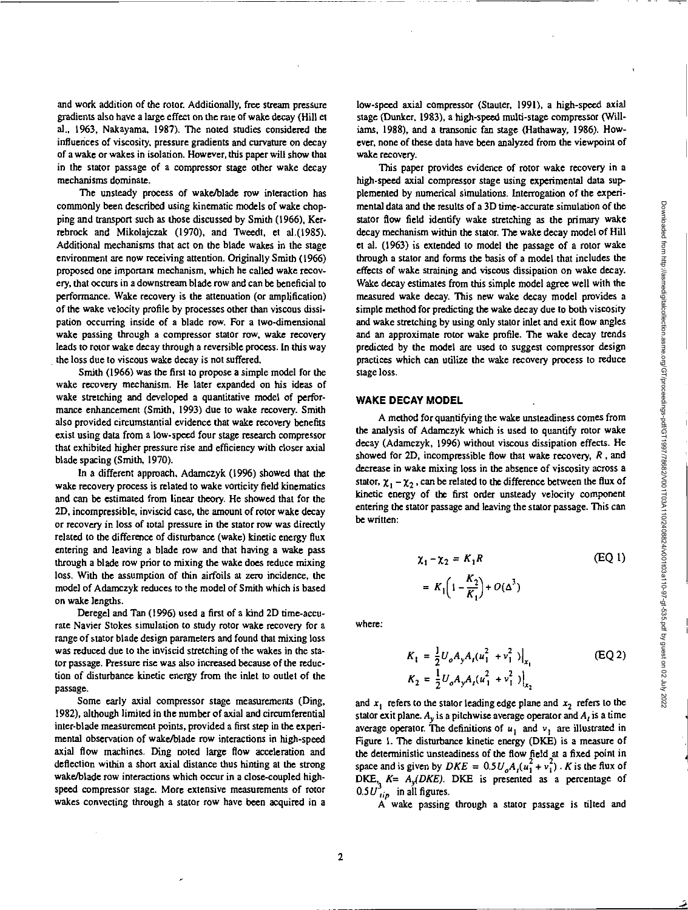and work addition of the rotor. Additionally, free stream pressure gradients also have a large effect on the rate of wake decay (Hill et al., 1963, Nakayama, 1987). The noted studies considered the influences of viscosity, pressure gradients and curvature on decay of a wake or wakes in isolation. However, this paper will show that in the stator passage of a compressor stage other wake decay mechanisms dominate.

The unsteady process of wake/blade row interaction has commonly been described using kinematic models of wake chopping and transport such as those discussed by Smith (1966), Kerrebrock and Mikolajczak (1970), and Tweedt, et al.(1985). Additional mechanisms that act on the blade wakes in the stage environment are now receiving attention. Originally Smith (1966) proposed one important mechanism, which he called wake recovery, that occurs in a downstream blade row and can be beneficial to performance. Wake recovery is the attenuation (or amplification) of the wake velocity profile by processes other than viscous dissipation occurring inside of a blade row. For a two-dimensional wake passing through a compressor stator row, wake recovery leads to rotor wake decay through a reversible process. In this way the loss due to viscous wake decay is not suffered.

Smith (1966) was the first to propose a simple model for the wake recovery mechanism. He later expanded on his ideas of wake stretching and developed a quantitative model of performance enhancement (Smith, 1993) due to wake recovery. Smith also provided circumstantial evidence that wake recovery benefits exist using data from a low-speed four stage research compressor that exhibited higher pressure rise and efficiency with closer axial blade spacing (Smith, 1970).

In a different approach, Adamczyk (1996) showed that the wake recovery process is related to wake vorticity field kinematics and can be estimated from linear theory. He showed that for the 2D, incompressible, inviscid case, the amount of rotor wake decay or recovery in loss of total pressure in the stator row was directly related to the difference of disturbance (wake) kinetic energy flux entering and leaving a blade row and that having a wake pass through a blade row prior to mixing the wake does reduce mixing loss. With the assumption of thin airfoils at zero incidence, the model of Adamczyk reduces to the model of Smith which is based on wake lengths.

Deregel and Tan (1996) used a first of a kind 2D time-accurate Navier Stokes simulation to study rotor wake recovery for a range of stator blade design parameters and found that mixing loss was reduced due to the inviscid stretching of the wakes in the stator passage. Pressure rise was also increased because of the reduction of disturbance kinetic energy from the inlet to outlet of the passage.

Some early axial compressor stage measurements (Ding, 1982), although limited in the number of axial and circumferential inter-blade measurement points, provided a first step in the experimental observation of wake/blade row interactions in high-speed axial flow machines. Ding noted large flow acceleration and deflection within a short axial distance thus hinting at the strong wake/blade row interactions which occur in a close-coupled high-speed compressor stage. More extensive measurements of rotor wakes convecting through a stator row have been acquired in a low-speed axial compressor (Stauter, 1991), a high-speed axial stage (Dunker, 1983), a high-speed multi-stage compressor (Williams, 1988), and a transonic fan stage (Hathaway, 1986). However, none of these data have been analyzed from the viewpoint of wake recovery.

This paper provides evidence of rotor wake recovery in a high-speed axial compressor stage using experimental data supplemented by numerical simulations. Interrogation of the experimental data and the results of a 3D time-accurate simulation of the stator flow field identify wake stretching as the primary wake decay mechanism within the stator. The wake decay model of Hill et al. (1963) is extended to model the passage of a rotor wake through a stator and forms the basis of a model that includes the effects of wake straining and viscous dissipation on wake decay. Wake decay estimates from this simple model agree well with the measured wake decay. This new wake decay model provides a simple method for predicting the wake decay due to both viscosity and wake stretching by using only stator inlet and exit flow angles and an approximate rotor wake profile. The wake decay trends predicted by the model are used to suggest compressor design practices which can utilize the wake recovery process to reduce stage loss.

## WAKE DECAY MODEL

A method for quantifying the wake unsteadiness comes from the analysis of Adamczyk which is used to quantify rotor wake decay (Adamczyk, 1996) without viscous dissipation effects. He showed for 2D, incompressible flow that wake recovery, $R$, and decrease in wake mixing loss in the absence of viscosity across a stator, $\chi_1 - \chi_2$, can be related to the difference between the flux of kinetic energy of the first order unsteady velocity component entering the stator passage and leaving the stator passage. This can be written:

$$\chi_1 - \chi_2 = K_1 R \qquad \text{(EQ 1)}$$

$$= K_1\left(1 - \frac{K_2}{K_1}\right) + O(\Delta^3)$$

where:

$$K_1 = \frac{1}{2} U_o A_y A_t (u_1^2 + v_1^2)\big|_{x_1} \qquad \text{(EQ 2)}$$

$$K_2 = \frac{1}{2} U_o A_y A_t (u_1^2 + v_1^2)\big|_{x_2}$$

and $x_1$ refers to the stator leading edge plane and $x_2$ refers to the stator exit plane. $A_y$ is a pitchwise average operator and $A_t$ is a time average operator. The definitions of $u_1$ and $v_1$ are illustrated in Figure 1. The disturbance kinetic energy (DKE) is a measure of the deterministic unsteadiness of the flow field at a fixed point in space and is given by $DKE = 0.5 U_o A_t (u_1^2 + v_1^2)$. $K$ is the flux of DKE, $K = A_y(DKE)$. DKE is presented as a percentage of $0.5 U_{tip}^3$ in all figures.

A wake passing through a stator passage is tilted and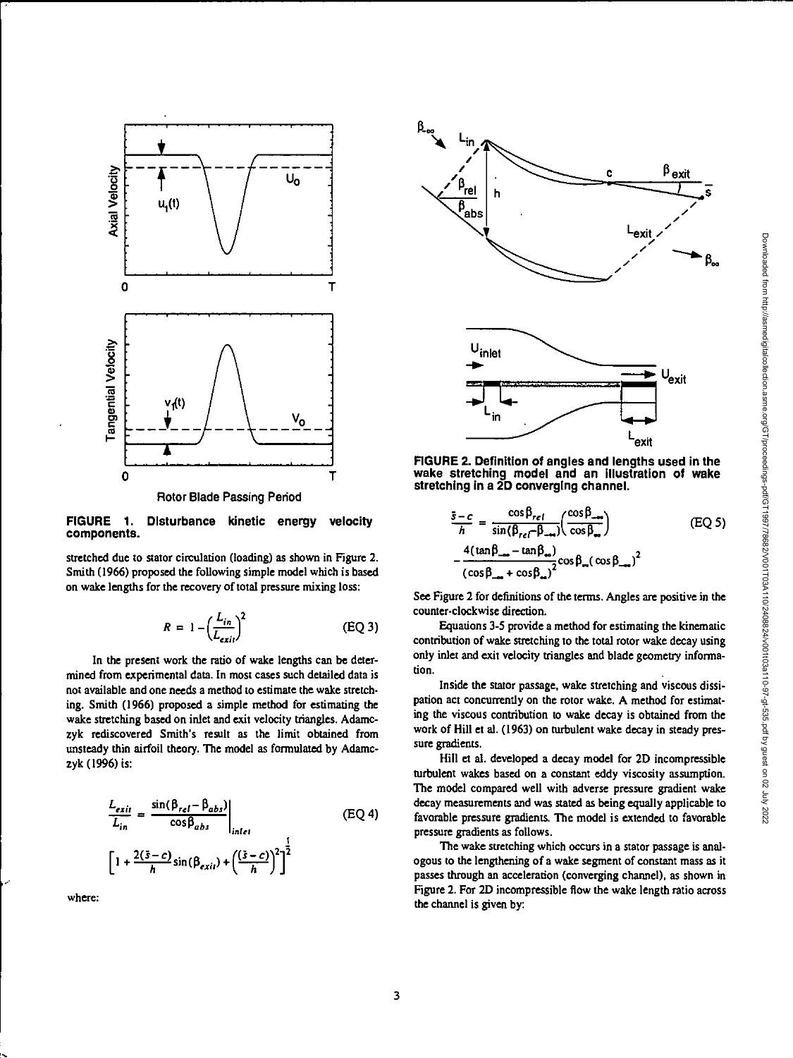FIGURE 1. Disturbance kinetic energy velocity components.

stretched due to stator circulation (loading) as shown in Figure 2. Smith (1966) proposed the following simple model which is based on wake lengths for the recovery of total pressure mixing loss:

$$R = 1 - \left(\frac{L_{in}}{L_{exit}}\right)^2 \quad \text{(EQ 3)}$$

In the present work the ratio of wake lengths can be determined from experimental data. In most cases such detailed data is not available and one needs a method to estimate the wake stretching. Smith (1966) proposed a simple method for estimating the wake stretching based on inlet and exit velocity triangles. Adamczyk rediscovered Smith's result as the limit obtained from unsteady thin airfoil theory. The model as formulated by Adamczyk (1996) is:

$$\frac{L_{exit}}{L_{in}} = \left.\frac{\sin(\beta_{rel} - \beta_{abs})}{\cos\beta_{abs}}\right|_{inlet} \quad \text{(EQ 4)}$$

$$\left[1 + \frac{2(\bar{s} - c)}{h}\sin(\beta_{exit}) + \left(\frac{(\bar{s} - c)}{h}\right)^2\right]^{\frac{1}{2}}$$

where:

FIGURE 2. Definition of angles and lengths used in the wake stretching model and an illustration of wake stretching in a 2D converging channel.

$$\frac{\bar{s} - c}{h} = \frac{\cos\beta_{rel}}{\sin(\beta_{rel} - \beta_{-\infty})}\left(\frac{\cos\beta_{-\infty}}{\cos\beta_{\infty}}\right) \quad \text{(EQ 5)}$$

$$- \frac{4(\tan\beta_{-\infty} - \tan\beta_{\infty})}{(\cos\beta_{-\infty} + \cos\beta_{\infty})^2}\cos\beta_{\infty}(\cos\beta_{-\infty})^2$$

See Figure 2 for definitions of the terms. Angles are positive in the counter-clockwise direction.

Equations 3-5 provide a method for estimating the kinematic contribution of wake stretching to the total rotor wake decay using only inlet and exit velocity triangles and blade geometry information.

Inside the stator passage, wake stretching and viscous dissipation act concurrently on the rotor wake. A method for estimating the viscous contribution to wake decay is obtained from the work of Hill et al. (1963) on turbulent wake decay in steady pressure gradients.

Hill et al. developed a decay model for 2D incompressible turbulent wakes based on a constant eddy viscosity assumption. The model compared well with adverse pressure gradient wake decay measurements and was stated as being equally applicable to favorable pressure gradients. The model is extended to favorable pressure gradients as follows.

The wake stretching which occurs in a stator passage is analogous to the lengthening of a wake segment of constant mass as it passes through an acceleration (converging channel), as shown in Figure 2. For 2D incompressible flow the wake length ratio across the channel is given by: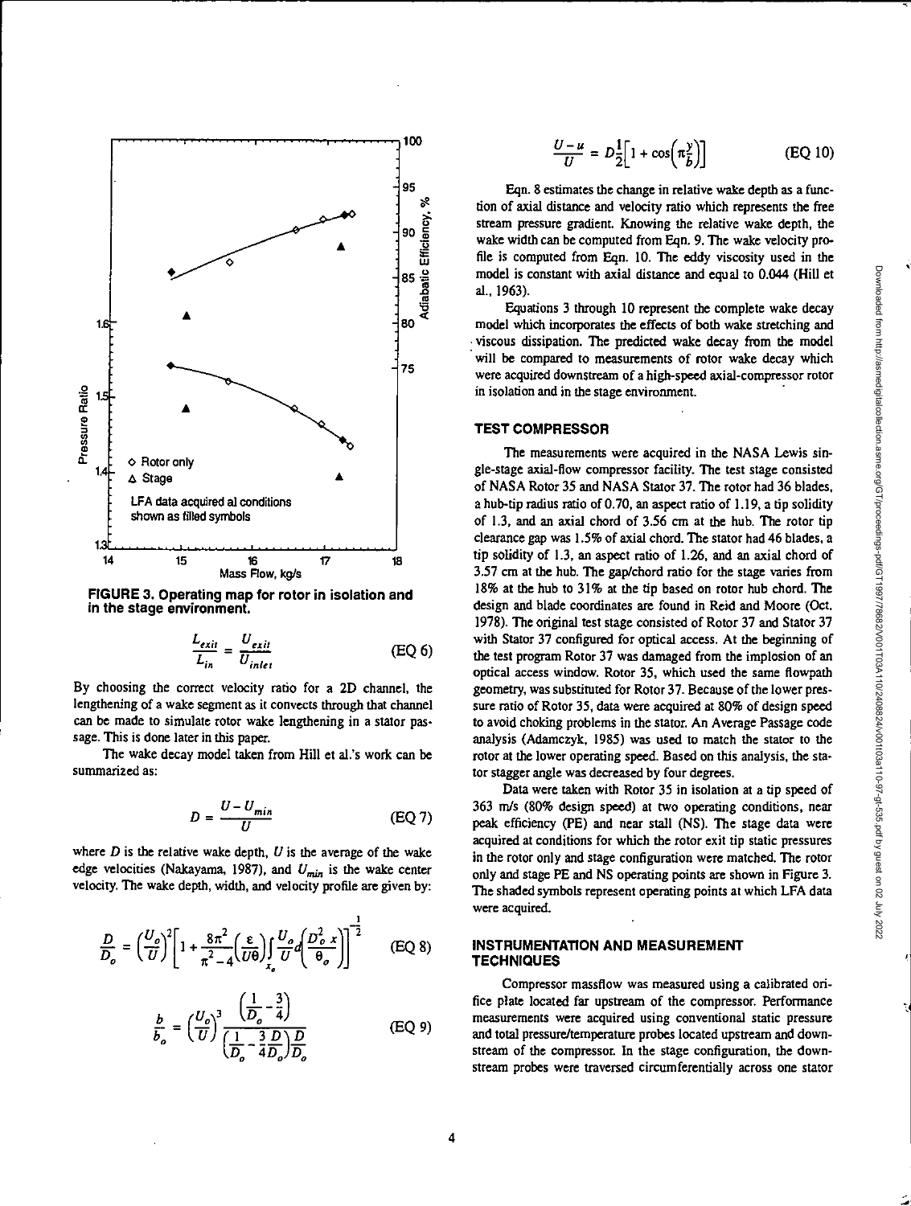FIGURE 3. Operating map for rotor in isolation and in the stage environment.

$$\frac{L_{exit}}{L_{in}} = \frac{U_{exit}}{U_{inlet}} \qquad \text{(EQ 6)}$$

By choosing the correct velocity ratio for a 2D channel, the lengthening of a wake segment as it convects through that channel can be made to simulate rotor wake lengthening in a stator passage. This is done later in this paper.

The wake decay model taken from Hill et al.'s work can be summarized as:

$$D = \frac{U - U_{min}}{U} \qquad \text{(EQ 7)}$$

where $D$ is the relative wake depth, $U$ is the average of the wake edge velocities (Nakayama, 1987), and $U_{min}$ is the wake center velocity. The wake depth, width, and velocity profile are given by:

$$\frac{D}{D_o} = \left(\frac{U_o}{U}\right)^2 \left[1 + \frac{8\pi^2}{\pi^2 - 4}\left(\frac{\varepsilon}{U\theta}\right) \int_{x_o} \frac{U_o}{U} d\left(\frac{D_o^2 x}{\theta_o}\right)\right]^{-\frac{1}{2}} \qquad \text{(EQ 8)}$$

$$\frac{b}{b_o} = \left(\frac{U_o}{U}\right)^3 \frac{\left(\frac{1}{D_o} - \frac{3}{4}\right)}{\left(\frac{1}{D_o} - \frac{3}{4}\frac{D}{D_o}\right)\frac{D}{D_o}} \qquad \text{(EQ 9)}$$

$$\frac{U - u}{U} = D\frac{1}{2}\left[1 + \cos\left(\pi\frac{y}{b}\right)\right] \qquad \text{(EQ 10)}$$

Eqn. 8 estimates the change in relative wake depth as a function of axial distance and velocity ratio which represents the free stream pressure gradient. Knowing the relative wake depth, the wake width can be computed from Eqn. 9. The wake velocity profile is computed from Eqn. 10. The eddy viscosity used in the model is constant with axial distance and equal to 0.044 (Hill et al., 1963).

Equations 3 through 10 represent the complete wake decay model which incorporates the effects of both wake stretching and viscous dissipation. The predicted wake decay from the model will be compared to measurements of rotor wake decay which were acquired downstream of a high-speed axial-compressor rotor in isolation and in the stage environment.

## TEST COMPRESSOR

The measurements were acquired in the NASA Lewis single-stage axial-flow compressor facility. The test stage consisted of NASA Rotor 35 and NASA Stator 37. The rotor had 36 blades, a hub-tip radius ratio of 0.70, an aspect ratio of 1.19, a tip solidity of 1.3, and an axial chord of 3.56 cm at the hub. The rotor tip clearance gap was 1.5% of axial chord. The stator had 46 blades, a tip solidity of 1.3, an aspect ratio of 1.26, and an axial chord of 3.57 cm at the hub. The gap/chord ratio for the stage varies from 18% at the hub to 31% at the tip based on rotor hub chord. The design and blade coordinates are found in Reid and Moore (Oct. 1978). The original test stage consisted of Rotor 37 and Stator 37 with Stator 37 configured for optical access. At the beginning of the test program Rotor 37 was damaged from the implosion of an optical access window. Rotor 35, which used the same flowpath geometry, was substituted for Rotor 37. Because of the lower pressure ratio of Rotor 35, data were acquired at 80% of design speed to avoid choking problems in the stator. An Average Passage code analysis (Adamczyk, 1985) was used to match the stator to the rotor at the lower operating speed. Based on this analysis, the stator stagger angle was decreased by four degrees.

Data were taken with Rotor 35 in isolation at a tip speed of 363 m/s (80% design speed) at two operating conditions, near peak efficiency (PE) and near stall (NS). The stage data were acquired at conditions for which the rotor exit tip static pressures in the rotor only and stage configuration were matched. The rotor only and stage PE and NS operating points are shown in Figure 3. The shaded symbols represent operating points at which LFA data were acquired.

## INSTRUMENTATION AND MEASUREMENT TECHNIQUES

Compressor massflow was measured using a calibrated orifice plate located far upstream of the compressor. Performance measurements were acquired using conventional static pressure and total pressure/temperature probes located upstream and downstream of the compressor. In the stage configuration, the downstream probes were traversed circumferentially across one stator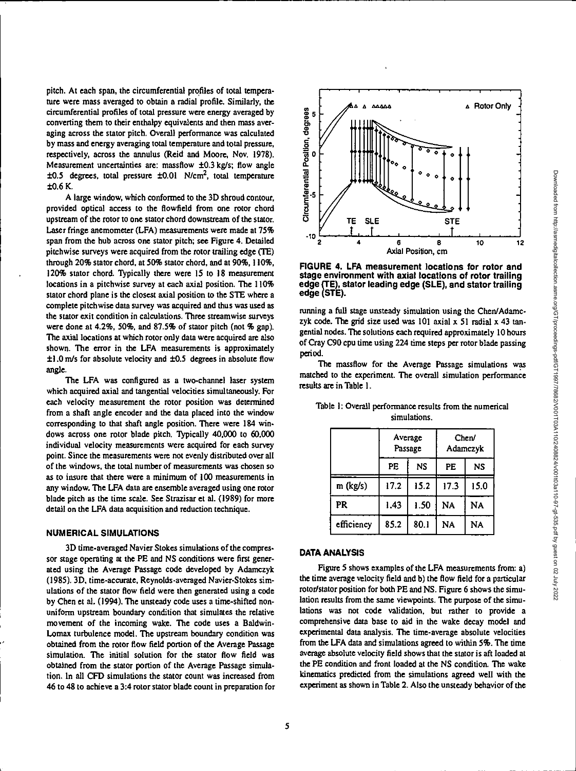pitch. At each span, the circumferential profiles of total temperature were mass averaged to obtain a radial profile. Similarly, the circumferential profiles of total pressure were energy averaged by converting them to their enthalpy equivalents and then mass averaging across the stator pitch. Overall performance was calculated by mass and energy averaging total temperature and total pressure, respectively, across the annulus (Reid and Moore, Nov. 1978). Measurement uncertainties are: massflow ±0.3 kg/s; flow angle ±0.5 degrees, total pressure ±0.01 $N/cm^2$, total temperature ±0.6 K.

A large window, which conformed to the 3D shroud contour, provided optical access to the flowfield from one rotor chord upstream of the rotor to one stator chord downstream of the stator. Laser fringe anemometer (LFA) measurements were made at 75% span from the hub across one stator pitch; see Figure 4. Detailed pitchwise surveys were acquired from the rotor trailing edge (TE) through 20% stator chord, at 50% stator chord, and at 90%, 110%, 120% stator chord. Typically there were 15 to 18 measurement locations in a pitchwise survey at each axial position. The 110% stator chord plane is the closest axial position to the STE where a complete pitchwise data survey was acquired and thus was used as the stator exit condition in calculations. Three streamwise surveys were done at 4.2%, 50%, and 87.5% of stator pitch (not % gap). The axial locations at which rotor only data were acquired are also shown. The error in the LFA measurements is approximately ±1.0 m/s for absolute velocity and ±0.5 degrees in absolute flow angle.

The LFA was configured as a two-channel laser system which acquired axial and tangential velocities simultaneously. For each velocity measurement the rotor position was determined from a shaft angle encoder and the data placed into the window corresponding to that shaft angle position. There were 184 windows across one rotor blade pitch. Typically 40,000 to 60,000 individual velocity measurements were acquired for each survey point. Since the measurements were not evenly distributed over all of the windows, the total number of measurements was chosen so as to insure that there were a minimum of 100 measurements in any window. The LFA data are ensemble averaged using one rotor blade pitch as the time scale. See Strazisar et al. (1989) for more detail on the LFA data acquisition and reduction technique.

## NUMERICAL SIMULATIONS

3D time-averaged Navier Stokes simulations of the compressor stage operating at the PE and NS conditions were first generated using the Average Passage code developed by Adamczyk (1985). 3D, time-accurate, Reynolds-averaged Navier-Stokes simulations of the stator flow field were then generated using a code by Chen et al. (1994). The unsteady code uses a time-shifted nonuniform upstream boundary condition that simulates the relative movement of the incoming wake. The code uses a Baldwin-Lomax turbulence model. The upstream boundary condition was obtained from the rotor flow field portion of the Average Passage simulation. The initial solution for the stator flow field was obtained from the stator portion of the Average Passage simulation. In all CFD simulations the stator count was increased from 46 to 48 to achieve a 3:4 rotor stator blade count in preparation for running a full stage unsteady simulation using the Chen/Adamczyk code. The grid size used was 101 axial x 51 radial x 43 tangential nodes. The solutions each required approximately 10 hours of Cray C90 cpu time using 224 time steps per rotor blade passing period.

**FIGURE 4. LFA measurement locations for rotor and stage environment with axial locations of rotor trailing edge (TE), stator leading edge (SLE), and stator trailing edge (STE).**

The massflow for the Average Passage simulations was matched to the experiment. The overall simulation performance results are in Table 1.

Table 1: Overall performance results from the numerical simulations.

| | Average Passage | | Chen/ Adamczyk | |
|---|---|---|---|---|
| | PE | NS | PE | NS |
| m (kg/s) | 17.2 | 15.2 | 17.3 | 15.0 |
| PR | 1.43 | 1.50 | NA | NA |
| efficiency | 85.2 | 80.1 | NA | NA |

## DATA ANALYSIS

Figure 5 shows examples of the LFA measurements from: a) the time average velocity field and b) the flow field for a particular rotor/stator position for both PE and NS. Figure 6 shows the simulation results from the same viewpoints. The purpose of the simulations was not code validation, but rather to provide a comprehensive data base to aid in the wake decay model and experimental data analysis. The time-average absolute velocities from the LFA data and simulations agreed to within 5%. The time average absolute velocity field shows that the stator is aft loaded at the PE condition and front loaded at the NS condition. The wake kinematics predicted from the simulations agreed well with the experiment as shown in Table 2. Also the unsteady behavior of the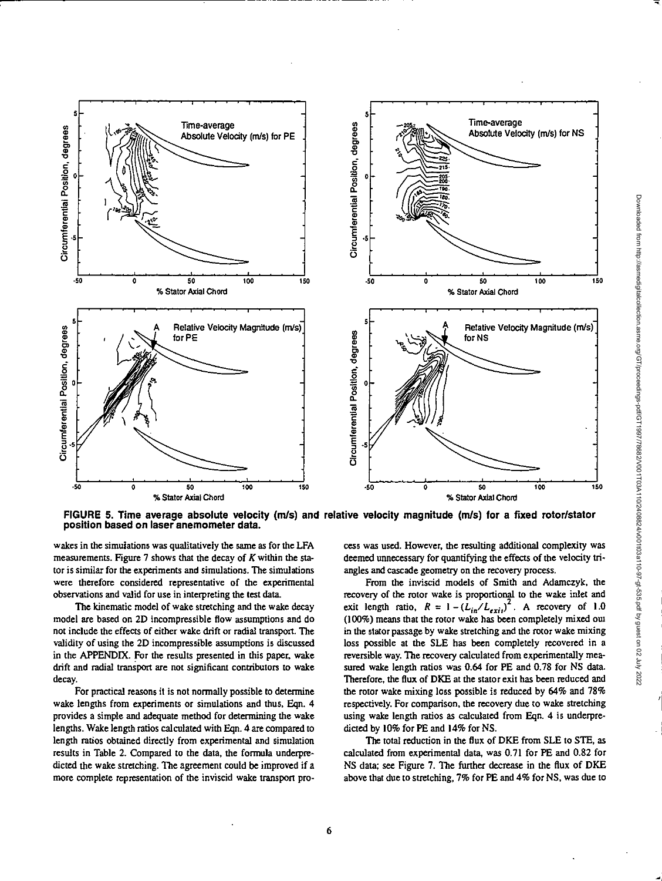FIGURE 5. Time average absolute velocity (m/s) and relative velocity magnitude (m/s) for a fixed rotor/stator position based on laser anemometer data.

wakes in the simulations was qualitatively the same as for the LFA measurements. Figure 7 shows that the decay of $K$ within the stator is similar for the experiments and simulations. The simulations were therefore considered representative of the experimental observations and valid for use in interpreting the test data.

The kinematic model of wake stretching and the wake decay model are based on 2D incompressible flow assumptions and do not include the effects of either wake drift or radial transport. The validity of using the 2D incompressible assumptions is discussed in the APPENDIX. For the results presented in this paper, wake drift and radial transport are not significant contributors to wake decay.

For practical reasons it is not normally possible to determine wake lengths from experiments or simulations and thus, Eqn. 4 provides a simple and adequate method for determining the wake lengths. Wake length ratios calculated with Eqn. 4 are compared to length ratios obtained directly from experimental and simulation results in Table 2. Compared to the data, the formula underpredicted the wake stretching. The agreement could be improved if a more complete representation of the inviscid wake transport process was used. However, the resulting additional complexity was deemed unnecessary for quantifying the effects of the velocity triangles and cascade geometry on the recovery process.

From the inviscid models of Smith and Adamczyk, the recovery of the rotor wake is proportional to the wake inlet and exit length ratio, $R = 1-(L_{in}/L_{exit})^2$. A recovery of 1.0 (100%) means that the rotor wake has been completely mixed out in the stator passage by wake stretching and the rotor wake mixing loss possible at the SLE has been completely recovered in a reversible way. The recovery calculated from experimentally measured wake length ratios was 0.64 for PE and 0.78 for NS data. Therefore, the flux of DKE at the stator exit has been reduced and the rotor wake mixing loss possible is reduced by 64% and 78% respectively. For comparison, the recovery due to wake stretching using wake length ratios as calculated from Eqn. 4 is underpredicted by 10% for PE and 14% for NS.

The total reduction in the flux of DKE from SLE to STE, as calculated from experimental data, was 0.71 for PE and 0.82 for NS data; see Figure 7. The further decrease in the flux of DKE above that due to stretching, 7% for PE and 4% for NS, was due to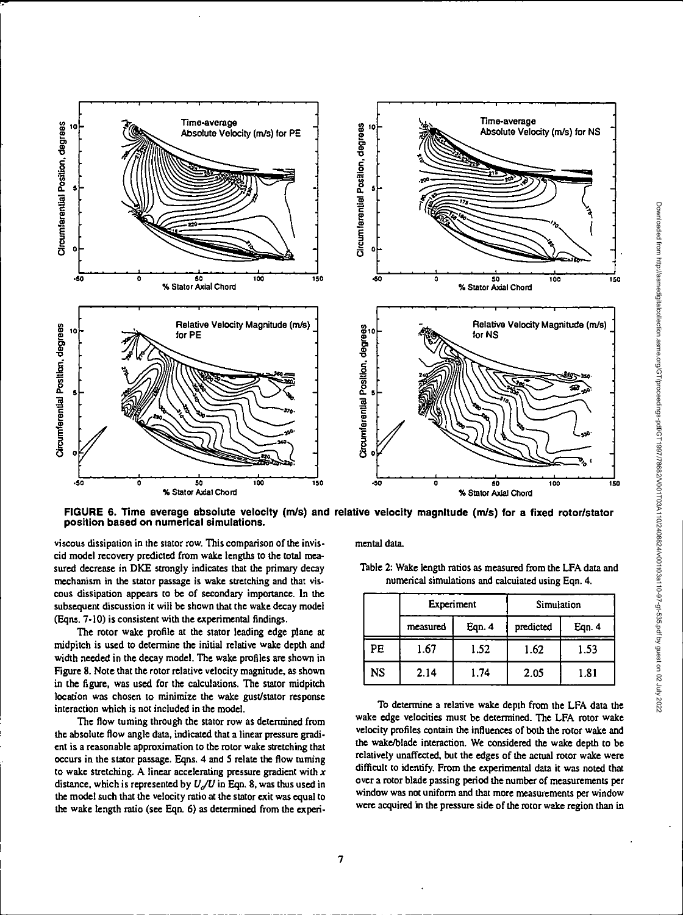**FIGURE 6. Time average absolute velocity (m/s) and relative velocity magnitude (m/s) for a fixed rotor/stator position based on numerical simulations.**

viscous dissipation in the stator row. This comparison of the inviscid model recovery predicted from wake lengths to the total measured decrease in DKE strongly indicates that the primary decay mechanism in the stator passage is wake stretching and that viscous dissipation appears to be of secondary importance. In the subsequent discussion it will be shown that the wake decay model (Eqns. 7-10) is consistent with the experimental findings.

The rotor wake profile at the stator leading edge plane at midpitch is used to determine the initial relative wake depth and width needed in the decay model. The wake profiles are shown in Figure 8. Note that the rotor relative velocity magnitude, as shown in the figure, was used for the calculations. The stator midpitch location was chosen to minimize the wake gust/stator response interaction which is not included in the model.

The flow turning through the stator row as determined from the absolute flow angle data, indicated that a linear pressure gradient is a reasonable approximation to the rotor wake stretching that occurs in the stator passage. Eqns. 4 and 5 relate the flow turning to wake stretching. A linear accelerating pressure gradient with $x$ distance, which is represented by $U_o/U$ in Eqn. 8, was thus used in the model such that the velocity ratio at the stator exit was equal to the wake length ratio (see Eqn. 6) as determined from the experimental data.

Table 2: Wake length ratios as measured from the LFA data and numerical simulations and calculated using Eqn. 4.

| | Experiment | | Simulation | |
|---|---|---|---|---|
| | measured | Eqn. 4 | predicted | Eqn. 4 |
| PE | 1.67 | 1.52 | 1.62 | 1.53 |
| NS | 2.14 | 1.74 | 2.05 | 1.81 |

To determine a relative wake depth from the LFA data the wake edge velocities must be determined. The LFA rotor wake velocity profiles contain the influences of both the rotor wake and the wake/blade interaction. We considered the wake depth to be relatively unaffected, but the edges of the actual rotor wake were difficult to identify. From the experimental data it was noted that over a rotor blade passing period the number of measurements per window was not uniform and that more measurements per window were acquired in the pressure side of the rotor wake region than in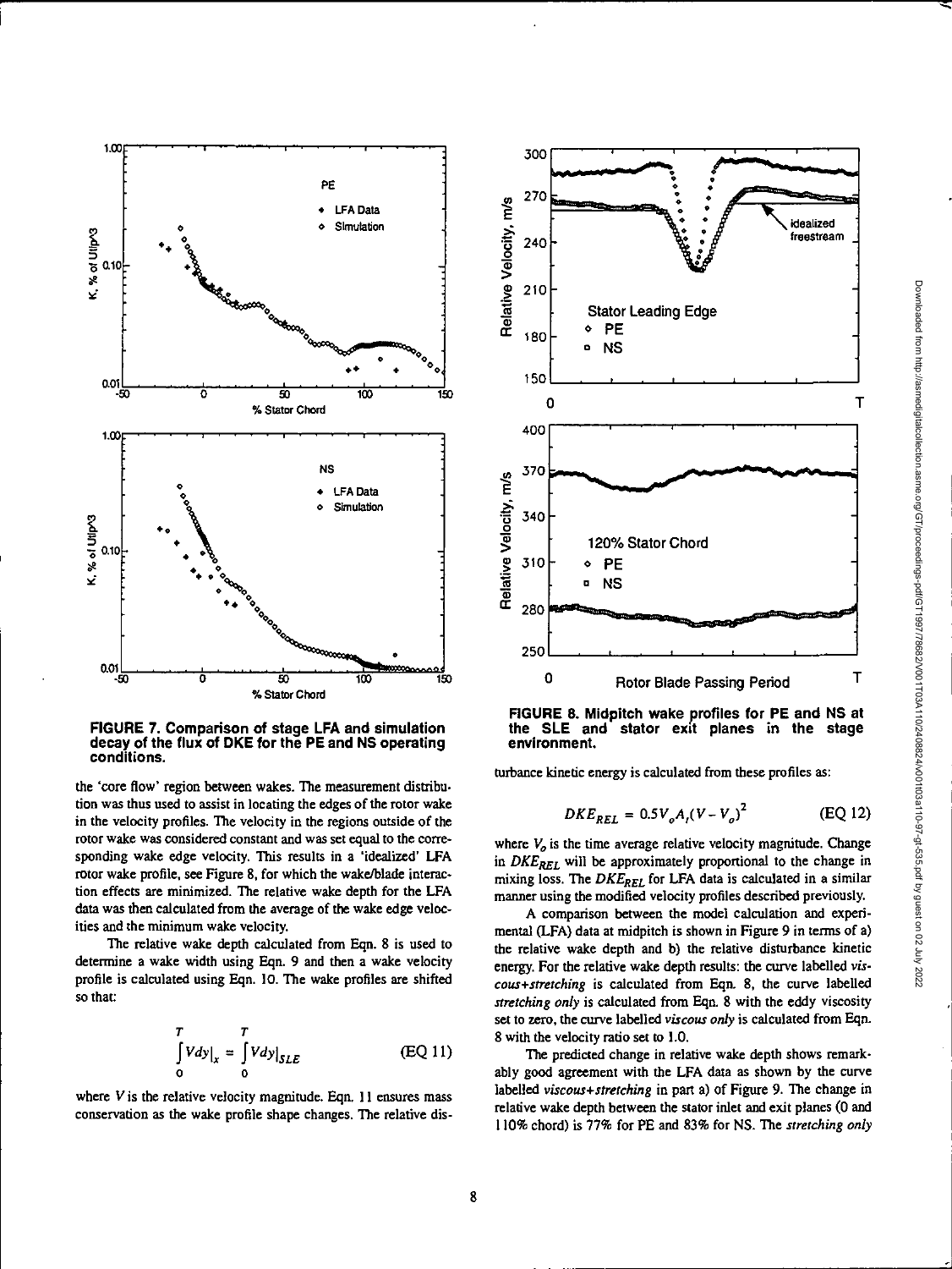**FIGURE 7. Comparison of stage LFA and simulation decay of the flux of DKE for the PE and NS operating conditions.**

**FIGURE 8. Midpitch wake profiles for PE and NS at the SLE and stator exit planes in the stage environment.**

the 'core flow' region between wakes. The measurement distribution was thus used to assist in locating the edges of the rotor wake in the velocity profiles. The velocity in the regions outside of the rotor wake was considered constant and was set equal to the corresponding wake edge velocity. This results in a 'idealized' LFA rotor wake profile, see Figure 8, for which the wake/blade interaction effects are minimized. The relative wake depth for the LFA data was then calculated from the average of the wake edge velocities and the minimum wake velocity.

The relative wake depth calculated from Eqn. 8 is used to determine a wake width using Eqn. 9 and then a wake velocity profile is calculated using Eqn. 10. The wake profiles are shifted so that:

$$\int_0^T Vdy\big|_x = \int_0^T Vdy\big|_{SLE} \qquad \text{(EQ 11)}$$

where $V$ is the relative velocity magnitude. Eqn. 11 ensures mass conservation as the wake profile shape changes. The relative disturbance kinetic energy is calculated from these profiles as:

$$DKE_{REL} = 0.5V_oA_i(V - V_o)^2 \qquad \text{(EQ 12)}$$

where $V_o$ is the time average relative velocity magnitude. Change in $DKE_{REL}$ will be approximately proportional to the change in mixing loss. The $DKE_{REL}$ for LFA data is calculated in a similar manner using the modified velocity profiles described previously.

A comparison between the model calculation and experimental (LFA) data at midpitch is shown in Figure 9 in terms of a) the relative wake depth and b) the relative disturbance kinetic energy. For the relative wake depth results: the curve labelled *viscous+stretching* is calculated from Eqn. 8, the curve labelled *stretching only* is calculated from Eqn. 8 with the eddy viscosity set to zero, the curve labelled *viscous only* is calculated from Eqn. 8 with the velocity ratio set to 1.0.

The predicted change in relative wake depth shows remarkably good agreement with the LFA data as shown by the curve labelled *viscous+stretching* in part a) of Figure 9. The change in relative wake depth between the stator inlet and exit planes (0 and 110% chord) is 77% for PE and 83% for NS. The *stretching only*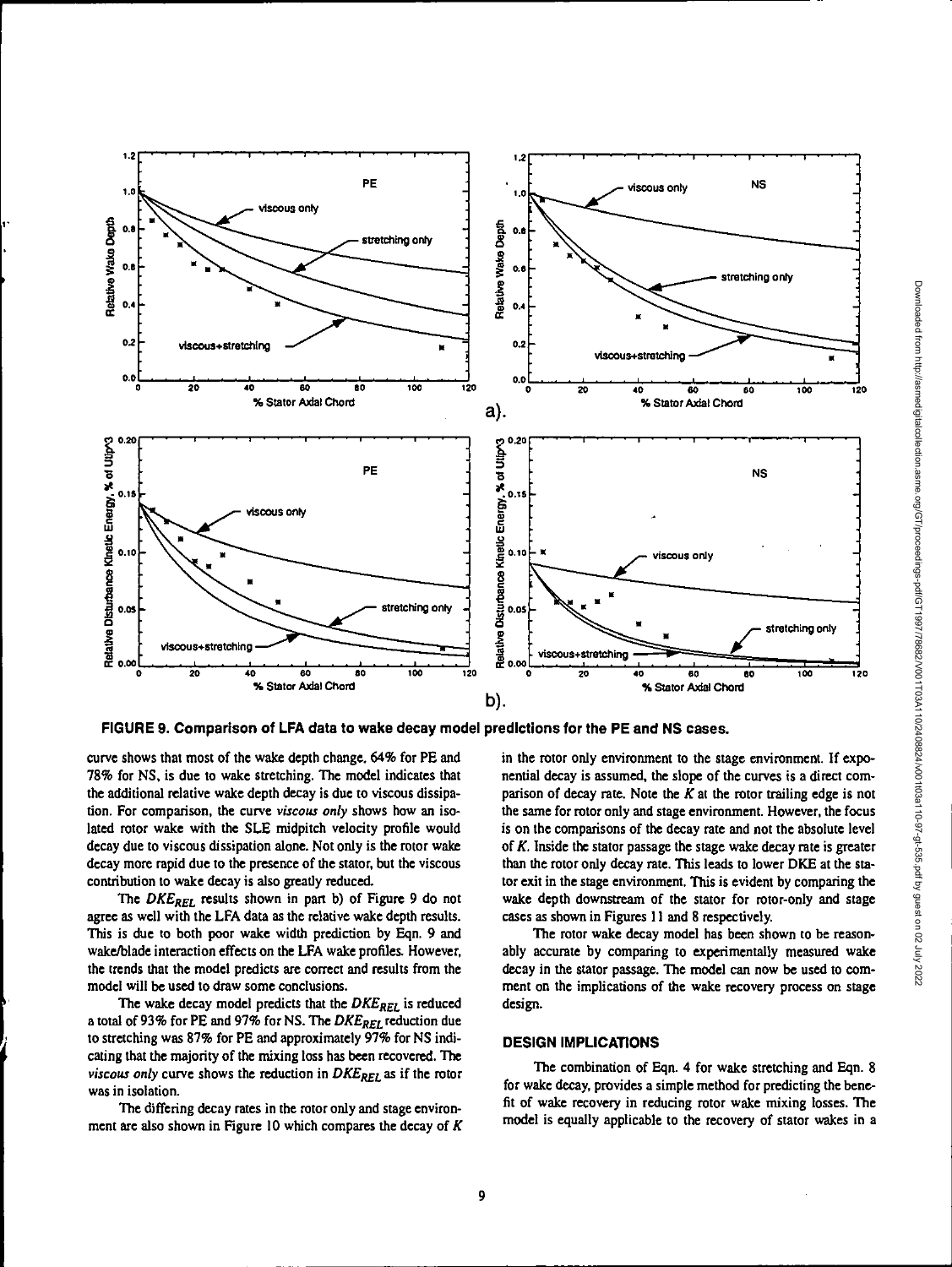FIGURE 9. Comparison of LFA data to wake decay model predictions for the PE and NS cases.

curve shows that most of the wake depth change, 64% for PE and 78% for NS, is due to wake stretching. The model indicates that the additional relative wake depth decay is due to viscous dissipation. For comparison, the curve *viscous only* shows how an isolated rotor wake with the SLE midpitch velocity profile would decay due to viscous dissipation alone. Not only is the rotor wake decay more rapid due to the presence of the stator, but the viscous contribution to wake decay is also greatly reduced.

The $DKE_{REL}$ results shown in part b) of Figure 9 do not agree as well with the LFA data as the relative wake depth results. This is due to both poor wake width prediction by Eqn. 9 and wake/blade interaction effects on the LFA wake profiles. However, the trends that the model predicts are correct and results from the model will be used to draw some conclusions.

The wake decay model predicts that the $DKE_{REL}$ is reduced a total of 93% for PE and 97% for NS. The $DKE_{REL}$ reduction due to stretching was 87% for PE and approximately 97% for NS indicating that the majority of the mixing loss has been recovered. The *viscous only* curve shows the reduction in $DKE_{REL}$ as if the rotor was in isolation.

The differing decay rates in the rotor only and stage environment are also shown in Figure 10 which compares the decay of $K$ in the rotor only environment to the stage environment. If exponential decay is assumed, the slope of the curves is a direct comparison of decay rate. Note the $K$ at the rotor trailing edge is not the same for rotor only and stage environment. However, the focus is on the comparisons of the decay rate and not the absolute level of $K$. Inside the stator passage the stage wake decay rate is greater than the rotor only decay rate. This leads to lower DKE at the stator exit in the stage environment. This is evident by comparing the wake depth downstream of the stator for rotor-only and stage cases as shown in Figures 11 and 8 respectively.

The rotor wake decay model has been shown to be reasonably accurate by comparing to experimentally measured wake decay in the stator passage. The model can now be used to comment on the implications of the wake recovery process on stage design.

## DESIGN IMPLICATIONS

The combination of Eqn. 4 for wake stretching and Eqn. 8 for wake decay, provides a simple method for predicting the benefit of wake recovery in reducing rotor wake mixing losses. The model is equally applicable to the recovery of stator wakes in a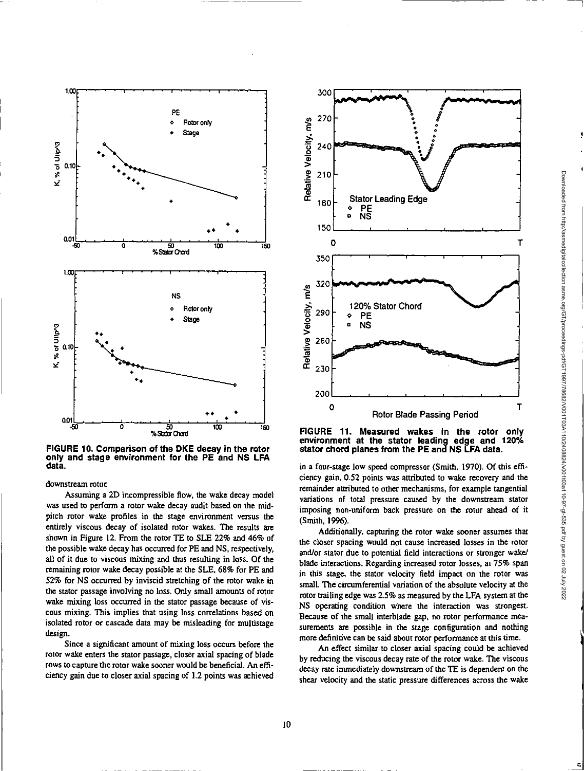FIGURE 10. Comparison of the DKE decay in the rotor only and stage environment for the PE and NS LFA data.

FIGURE 11. Measured wakes in the rotor only environment at the stator leading edge and 120% stator chord planes from the PE and NS LFA data.

downstream rotor.

Assuming a 2D incompressible flow, the wake decay model was used to perform a rotor wake decay audit based on the mid-pitch rotor wake profiles in the stage environment versus the entirely viscous decay of isolated rotor wakes. The results are shown in Figure 12. From the rotor TE to SLE 22% and 46% of the possible wake decay has occurred for PE and NS, respectively, all of it due to viscous mixing and thus resulting in loss. Of the remaining rotor wake decay possible at the SLE, 68% for PE and 52% for NS occurred by inviscid stretching of the rotor wake in the stator passage involving no loss. Only small amounts of rotor wake mixing loss occurred in the stator passage because of viscous mixing. This implies that using loss correlations based on isolated rotor or cascade data may be misleading for multistage design.

Since a significant amount of mixing loss occurs before the rotor wake enters the stator passage, closer axial spacing of blade rows to capture the rotor wake sooner would be beneficial. An efficiency gain due to closer axial spacing of 1.2 points was achieved in a four-stage low speed compressor (Smith, 1970). Of this efficiency gain, 0.52 points was attributed to wake recovery and the remainder attributed to other mechanisms, for example tangential variations of total pressure caused by the downstream stator imposing non-uniform back pressure on the rotor ahead of it (Smith, 1996).

Additionally, capturing the rotor wake sooner assumes that the closer spacing would not cause increased losses in the rotor and/or stator due to potential field interactions or stronger wake/blade interactions. Regarding increased rotor losses, at 75% span in this stage, the stator velocity field impact on the rotor was small. The circumferential variation of the absolute velocity at the rotor trailing edge was 2.5% as measured by the LFA system at the NS operating condition where the interaction was strongest. Because of the small interblade gap, no rotor performance measurements are possible in the stage configuration and nothing more definitive can be said about rotor performance at this time.

An effect similar to closer axial spacing could be achieved by reducing the viscous decay rate of the rotor wake. The viscous decay rate immediately downstream of the TE is dependent on the shear velocity and the static pressure differences across the wake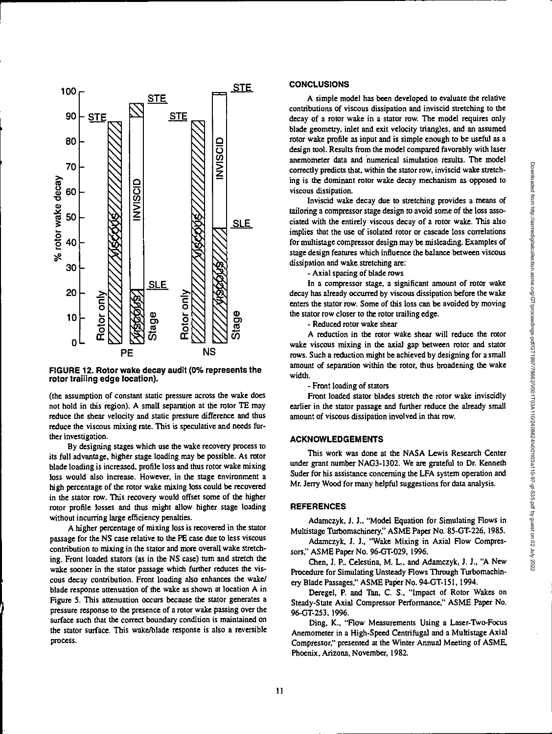100
90
80
70
60
50
40
30
20
10
0

% rotor wake decay

STE
STE
STE
STE
SLE
SLE

VISCOUS
INVISCID
VISCOUS
VISCOUS
INVISCID
VISCOUS

Rotor only
Stage
Rotor only
Stage

PE
NS

**FIGURE 12. Rotor wake decay audit (0% represents the rotor trailing edge location).**

(the assumption of constant static pressure across the wake does not hold in this region). A small separation at the rotor TE may reduce the shear velocity and static pressure difference and thus reduce the viscous mixing rate. This is speculative and needs further investigation.

By designing stages which use the wake recovery process to its full advantage, higher stage loading may be possible. As rotor blade loading is increased, profile loss and thus rotor wake mixing loss would also increase. However, in the stage environment a high percentage of the rotor wake mixing loss could be recovered in the stator row. This recovery would offset some of the higher rotor profile losses and thus might allow higher stage loading without incurring large efficiency penalties.

A higher percentage of mixing loss is recovered in the stator passage for the NS case relative to the PE case due to less viscous contribution to mixing in the stator and more overall wake stretching. Front loaded stators (as in the NS case) turn and stretch the wake sooner in the stator passage which further reduces the viscous decay contribution. Front loading also enhances the wake/blade response attenuation of the wake as shown at location A in Figure 5. This attenuation occurs because the stator generates a pressure response to the presence of a rotor wake passing over the surface such that the correct boundary condition is maintained on the stator surface. This wake/blade response is also a reversible process.

## CONCLUSIONS

A simple model has been developed to evaluate the relative contributions of viscous dissipation and inviscid stretching to the decay of a rotor wake in a stator row. The model requires only blade geometry, inlet and exit velocity triangles, and an assumed rotor wake profile as input and is simple enough to be useful as a design tool. Results from the model compared favorably with laser anemometer data and numerical simulation results. The model correctly predicts that, within the stator row, inviscid wake stretching is the dominant rotor wake decay mechanism as opposed to viscous dissipation.

Inviscid wake decay due to stretching provides a means of tailoring a compressor stage design to avoid some of the loss associated with the entirely viscous decay of a rotor wake. This also implies that the use of isolated rotor or cascade loss correlations for multistage compressor design may be misleading. Examples of stage design features which influence the balance between viscous dissipation and wake stretching are:

- Axial spacing of blade rows

In a compressor stage, a significant amount of rotor wake decay has already occurred by viscous dissipation before the wake enters the stator row. Some of this loss can be avoided by moving the stator row closer to the rotor trailing edge.

- Reduced rotor wake shear

A reduction in the rotor wake shear will reduce the rotor wake viscous mixing in the axial gap between rotor and stator rows. Such a reduction might be achieved by designing for a small amount of separation within the rotor, thus broadening the wake width.

- Front loading of stators

Front loaded stator blades stretch the rotor wake inviscidly earlier in the stator passage and further reduce the already small amount of viscous dissipation involved in that row.

## ACKNOWLEDGEMENTS

This work was done at the NASA Lewis Research Center under grant number NAG3-1302. We are grateful to Dr. Kenneth Suder for his assistance concerning the LFA system operation and Mr. Jerry Wood for many helpful suggestions for data analysis.

## REFERENCES

Adamczyk, J. J., "Model Equation for Simulating Flows in Multistage Turbomachinery," ASME Paper No. 85-GT-226, 1985.

Adamczyk, J. J., "Wake Mixing in Axial Flow Compressors," ASME Paper No. 96-GT-029, 1996.

Chen, J. P., Celestina, M. L., and Adamczyk, J. J., "A New Procedure for Simulating Unsteady Flows Through Turbomachinery Blade Passages," ASME Paper No. 94-GT-151, 1994.

Deregel, P. and Tan, C. S., "Impact of Rotor Wakes on Steady-State Axial Compressor Performance," ASME Paper No. 96-GT-253, 1996.

Ding, K., "Flow Measurements Using a Laser-Two-Focus Anemometer in a High-Speed Centrifugal and a Multistage Axial Compressor," presented at the Winter Annual Meeting of ASME, Phoenix, Arizona, November, 1982.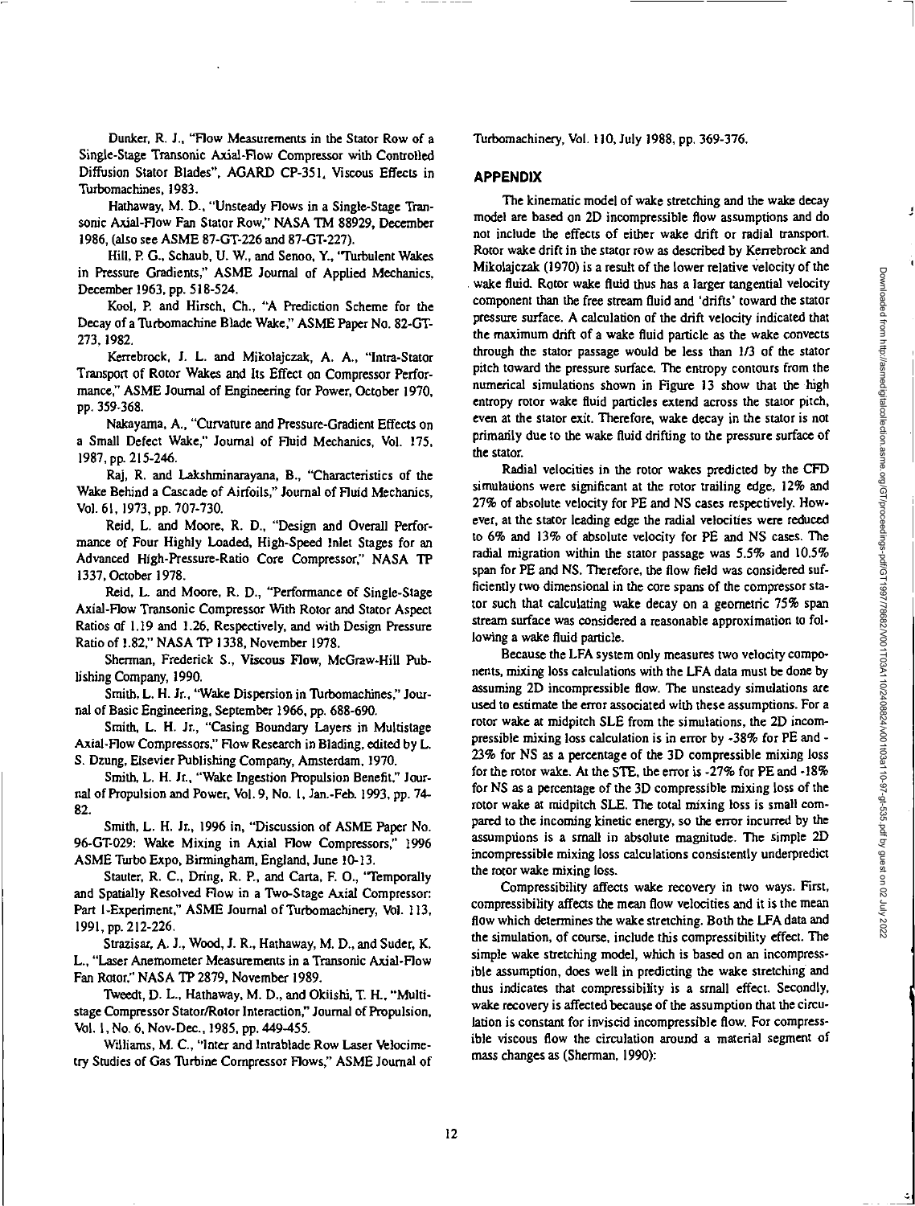Dunker, R. J., "Flow Measurements in the Stator Row of a Single-Stage Transonic Axial-Flow Compressor with Controlled Diffusion Stator Blades", AGARD CP-351, Viscous Effects in Turbomachines, 1983.

Hathaway, M. D., "Unsteady Flows in a Single-Stage Transonic Axial-Flow Fan Stator Row," NASA TM 88929, December 1986, (also see ASME 87-GT-226 and 87-GT-227).

Hill, P. G., Schaub, U. W., and Senoo, Y., "Turbulent Wakes in Pressure Gradients," ASME Journal of Applied Mechanics, December 1963, pp. 518-524.

Kool, P. and Hirsch, Ch., "A Prediction Scheme for the Decay of a Turbomachine Blade Wake," ASME Paper No. 82-GT-273, 1982.

Kerrebrock, J. L. and Mikolajczak, A. A., "Intra-Stator Transport of Rotor Wakes and Its Effect on Compressor Performance," ASME Journal of Engineering for Power, October 1970, pp. 359-368.

Nakayama, A., "Curvature and Pressure-Gradient Effects on a Small Defect Wake," Journal of Fluid Mechanics, Vol. 175, 1987, pp. 215-246.

Raj, R. and Lakshminarayana, B., "Characteristics of the Wake Behind a Cascade of Airfoils," Journal of Fluid Mechanics, Vol. 61, 1973, pp. 707-730.

Reid, L. and Moore, R. D., "Design and Overall Performance of Four Highly Loaded, High-Speed Inlet Stages for an Advanced High-Pressure-Ratio Core Compressor," NASA TP 1337, October 1978.

Reid, L. and Moore, R. D., "Performance of Single-Stage Axial-Flow Transonic Compressor With Rotor and Stator Aspect Ratios of 1.19 and 1.26, Respectively, and with Design Pressure Ratio of 1.82," NASA TP 1338, November 1978.

Sherman, Frederick S., Viscous Flow, McGraw-Hill Publishing Company, 1990.

Smith, L. H. Jr., "Wake Dispersion in Turbomachines," Journal of Basic Engineering, September 1966, pp. 688-690.

Smith, L. H. Jr., "Casing Boundary Layers in Multistage Axial-Flow Compressors," Flow Research in Blading, edited by L. S. Dzung, Elsevier Publishing Company, Amsterdam, 1970.

Smith, L. H. Jr., "Wake Ingestion Propulsion Benefit," Journal of Propulsion and Power, Vol. 9, No. 1, Jan.-Feb. 1993, pp. 74-82.

Smith, L. H. Jr., 1996 in, "Discussion of ASME Paper No. 96-GT-029: Wake Mixing in Axial Flow Compressors," 1996 ASME Turbo Expo, Birmingham, England, June 10-13.

Stauter, R. C., Dring, R. P., and Carta, F. O., "Temporally and Spatially Resolved Flow in a Two-Stage Axial Compressor: Part 1-Experiment," ASME Journal of Turbomachinery, Vol. 113, 1991, pp. 212-226.

Strazisar, A. J., Wood, J. R., Hathaway, M. D., and Suder, K. L., "Laser Anemometer Measurements in a Transonic Axial-Flow Fan Rotor," NASA TP 2879, November 1989.

Tweedt, D. L., Hathaway, M. D., and Okiishi, T. H., "Multistage Compressor Stator/Rotor Interaction," Journal of Propulsion, Vol. 1, No. 6, Nov-Dec., 1985, pp. 449-455.

Williams, M. C., "Inter and Intrablade Row Laser Velocimetry Studies of Gas Turbine Compressor Flows," ASME Journal of Turbomachinery, Vol. 110, July 1988, pp. 369-376.

## APPENDIX

The kinematic model of wake stretching and the wake decay model are based on 2D incompressible flow assumptions and do not include the effects of either wake drift or radial transport. Rotor wake drift in the stator row as described by Kerrebrock and Mikolajczak (1970) is a result of the lower relative velocity of the wake fluid. Rotor wake fluid thus has a larger tangential velocity component than the free stream fluid and 'drifts' toward the stator pressure surface. A calculation of the drift velocity indicated that the maximum drift of a wake fluid particle as the wake convects through the stator passage would be less than 1/3 of the stator pitch toward the pressure surface. The entropy contours from the numerical simulations shown in Figure 13 show that the high entropy rotor wake fluid particles extend across the stator pitch, even at the stator exit. Therefore, wake decay in the stator is not primarily due to the wake fluid drifting to the pressure surface of the stator.

Radial velocities in the rotor wakes predicted by the CFD simulations were significant at the rotor trailing edge, 12% and 27% of absolute velocity for PE and NS cases respectively. However, at the stator leading edge the radial velocities were reduced to 6% and 13% of absolute velocity for PE and NS cases. The radial migration within the stator passage was 5.5% and 10.5% span for PE and NS. Therefore, the flow field was considered sufficiently two dimensional in the core spans of the compressor stator such that calculating wake decay on a geometric 75% span stream surface was considered a reasonable approximation to following a wake fluid particle.

Because the LFA system only measures two velocity components, mixing loss calculations with the LFA data must be done by assuming 2D incompressible flow. The unsteady simulations are used to estimate the error associated with these assumptions. For a rotor wake at midpitch SLE from the simulations, the 2D incompressible mixing loss calculation is in error by -38% for PE and -23% for NS as a percentage of the 3D compressible mixing loss for the rotor wake. At the STE, the error is -27% for PE and -18% for NS as a percentage of the 3D compressible mixing loss of the rotor wake at midpitch SLE. The total mixing loss is small compared to the incoming kinetic energy, so the error incurred by the assumptions is a small in absolute magnitude. The simple 2D incompressible mixing loss calculations consistently underpredict the rotor wake mixing loss.

Compressibility affects wake recovery in two ways. First, compressibility affects the mean flow velocities and it is the mean flow which determines the wake stretching. Both the LFA data and the simulation, of course, include this compressibility effect. The simple wake stretching model, which is based on an incompressible assumption, does well in predicting the wake stretching and thus indicates that compressibility is a small effect. Secondly, wake recovery is affected because of the assumption that the circulation is constant for inviscid incompressible flow. For compressible viscous flow the circulation around a material segment of mass changes as (Sherman, 1990):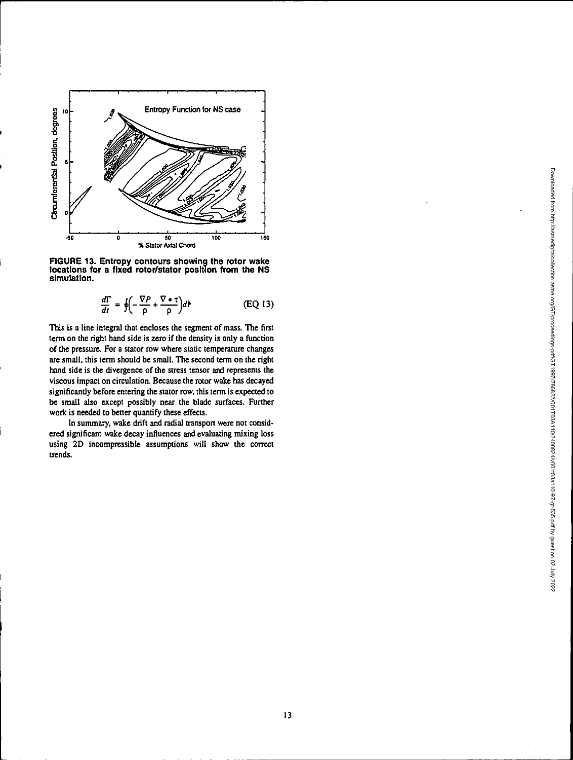Entropy Function for NS case

Circumferential Position, degrees

% Stator Axial Chord

-50 0 50 100 150

0 5 10

**FIGURE 13. Entropy contours showing the rotor wake locations for a fixed rotor/stator position from the NS simulation.**

$$\frac{d\Gamma}{dt} = \oint\left(-\frac{\nabla P}{\rho} + \frac{\nabla \bullet \tau}{\rho}\right)dr \qquad \text{(EQ 13)}$$

This is a line integral that encloses the segment of mass. The first term on the right hand side is zero if the density is only a function of the pressure. For a stator row where static temperature changes are small, this term should be small. The second term on the right hand side is the divergence of the stress tensor and represents the viscous impact on circulation. Because the rotor wake has decayed significantly before entering the stator row, this term is expected to be small also except possibly near the blade surfaces. Further work is needed to better quantify these effects.

In summary, wake drift and radial transport were not considered significant wake decay influences and evaluating mixing loss using 2D incompressible assumptions will show the correct trends.